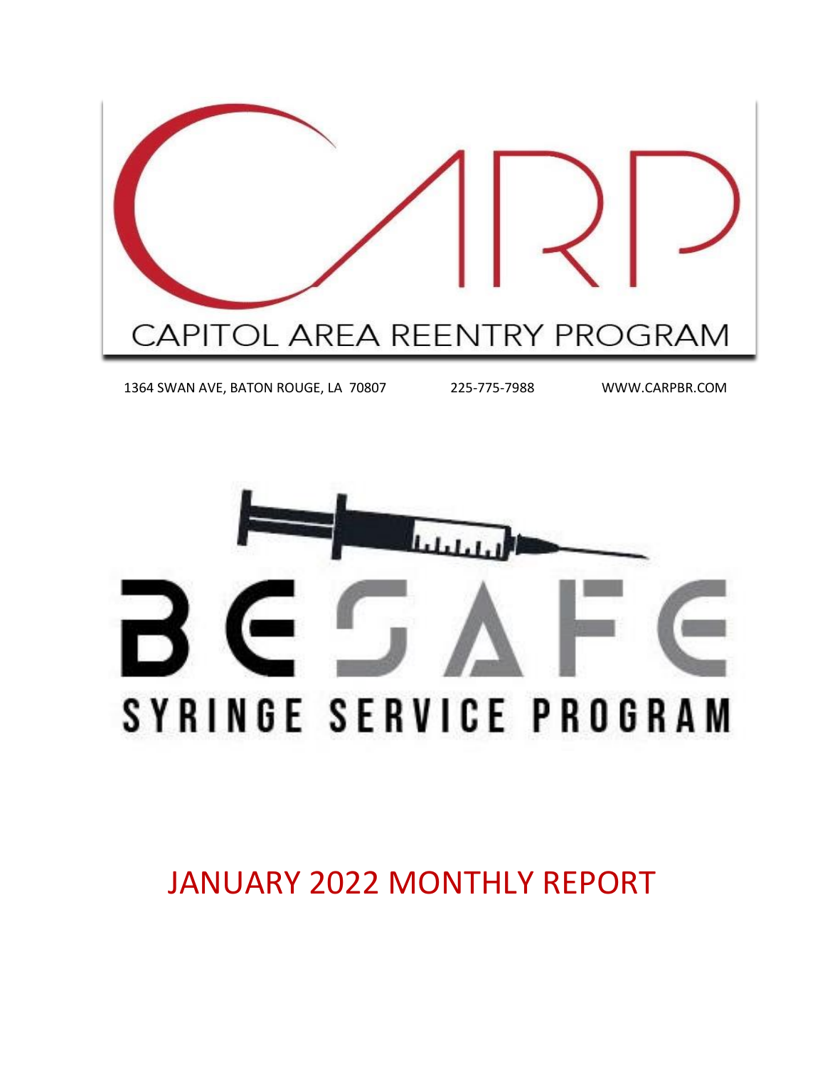# CARP

CAPITOL AREA REENTRY PROGRAM

1364 SWAN AVE, BATON ROUGE, LA 70807 225-775-7988 WWW.CARPBR.COM

# BE SAFE

SYRINGE SERVICE PROGRAM

# JANUARY 2022 MONTHLY REPORT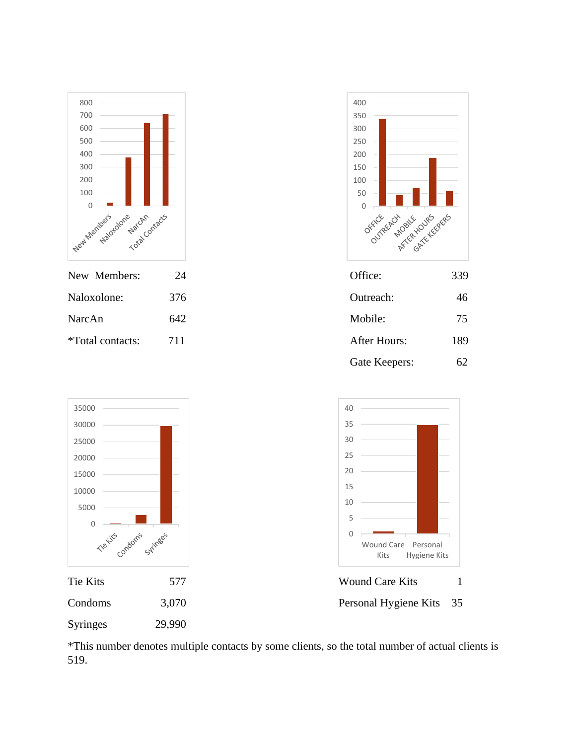| | |
|---|---|
| New Members: | 24 |
| Naloxolone: | 376 |
| NarcAn | 642 |
| *Total contacts: | 711 |

| | |
|---|---|
| Office: | 339 |
| Outreach: | 46 |
| Mobile: | 75 |
| After Hours: | 189 |
| Gate Keepers: | 62 |

| | |
|---|---|
| Tie Kits | 577 |
| Condoms | 3,070 |
| Syringes | 29,990 |

| | |
|---|---|
| Wound Care Kits | 1 |
| Personal Hygiene Kits | 35 |

*This number denotes multiple contacts by some clients, so the total number of actual clients is 519.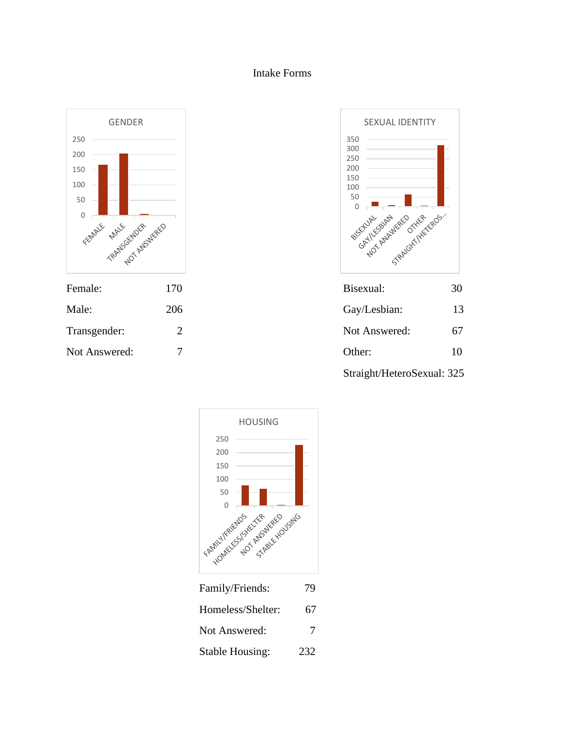Intake Forms

GENDER

| | |
|---|---|
| Female: | 170 |
| Male: | 206 |
| Transgender: | 2 |
| Not Answered: | 7 |

SEXUAL IDENTITY

| | |
|---|---|
| Bisexual: | 30 |
| Gay/Lesbian: | 13 |
| Not Answered: | 67 |
| Other: | 10 |
| Straight/HeteroSexual: | 325 |

HOUSING

| | |
|---|---|
| Family/Friends: | 79 |
| Homeless/Shelter: | 67 |
| Not Answered: | 7 |
| Stable Housing: | 232 |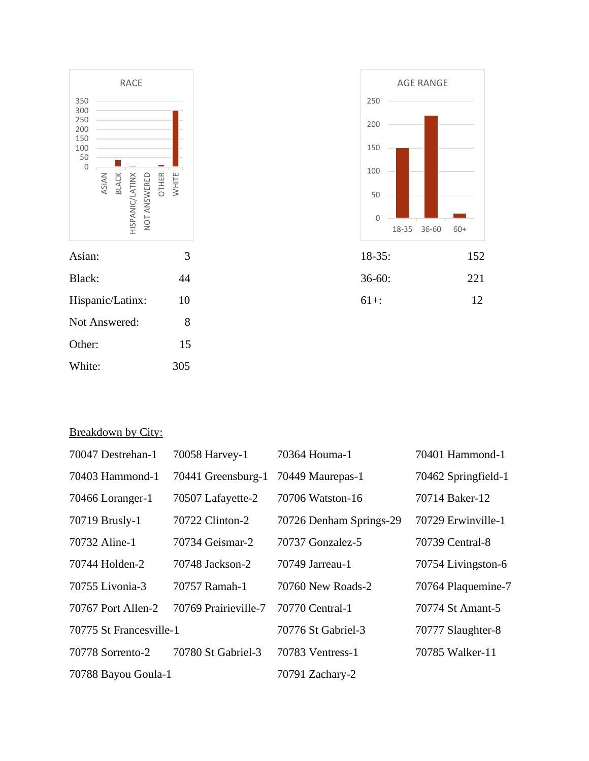RACE

| | |
|---|---|
| Asian: | 3 |
| Black: | 44 |
| Hispanic/Latinx: | 10 |
| Not Answered: | 8 |
| Other: | 15 |
| White: | 305 |

AGE RANGE

| | |
|---|---|
| 18-35: | 152 |
| 36-60: | 221 |
| 61+: | 12 |

Breakdown by City:

| | | | |
|---|---|---|---|
| 70047 Destrehan-1 | 70058 Harvey-1 | 70364 Houma-1 | 70401 Hammond-1 |
| 70403 Hammond-1 | 70441 Greensburg-1 | 70449 Maurepas-1 | 70462 Springfield-1 |
| 70466 Loranger-1 | 70507 Lafayette-2 | 70706 Watston-16 | 70714 Baker-12 |
| 70719 Brusly-1 | 70722 Clinton-2 | 70726 Denham Springs-29 | 70729 Erwinville-1 |
| 70732 Aline-1 | 70734 Geismar-2 | 70737 Gonzalez-5 | 70739 Central-8 |
| 70744 Holden-2 | 70748 Jackson-2 | 70749 Jarreau-1 | 70754 Livingston-6 |
| 70755 Livonia-3 | 70757 Ramah-1 | 70760 New Roads-2 | 70764 Plaquemine-7 |
| 70767 Port Allen-2 | 70769 Prairieville-7 | 70770 Central-1 | 70774 St Amant-5 |
| 70775 St Francesville-1 | | 70776 St Gabriel-3 | 70777 Slaughter-8 |
| 70778 Sorrento-2 | 70780 St Gabriel-3 | 70783 Ventress-1 | 70785 Walker-11 |
| 70788 Bayou Goula-1 | | 70791 Zachary-2 | |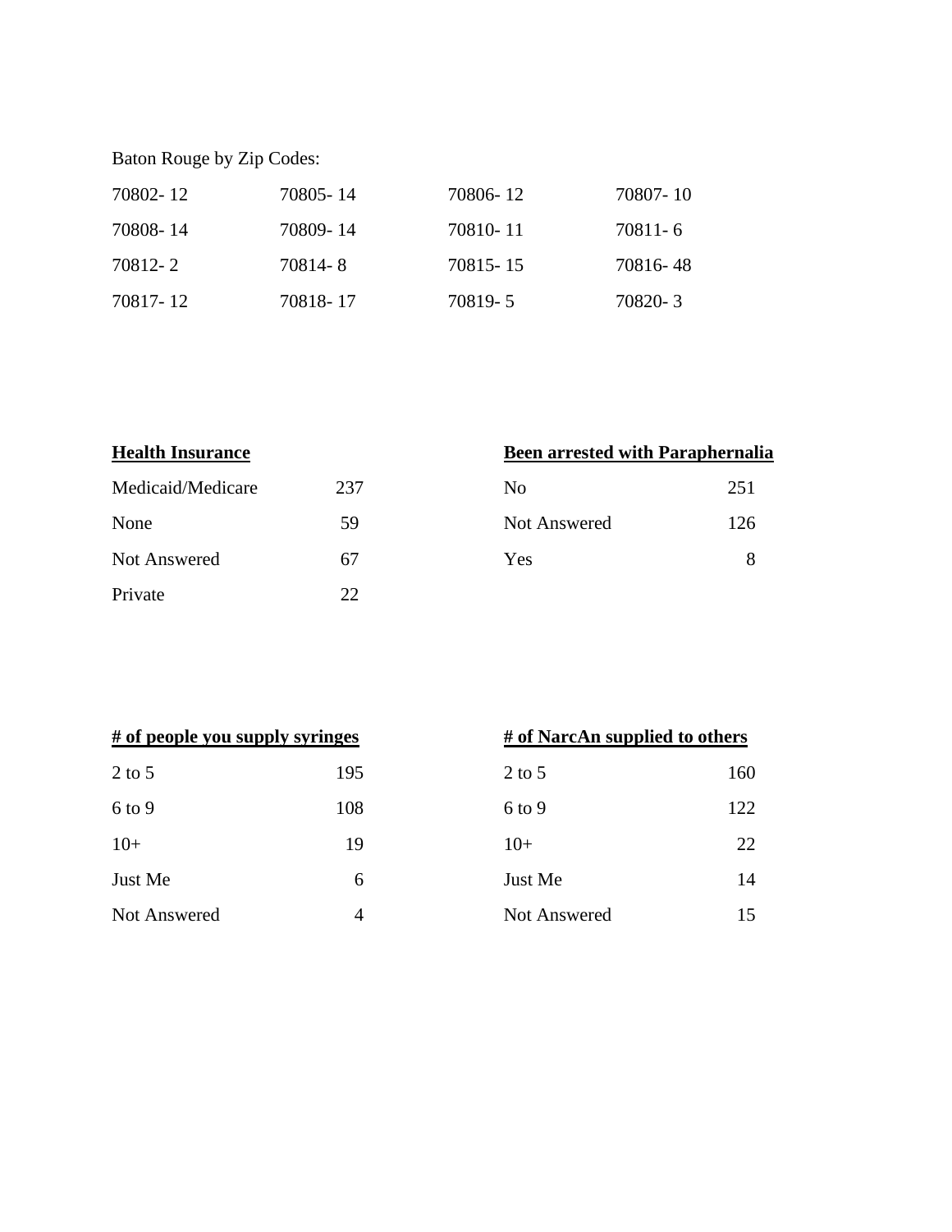Baton Rouge by Zip Codes:

| | | | |
|---|---|---|---|
| 70802- 12 | 70805- 14 | 70806- 12 | 70807- 10 |
| 70808- 14 | 70809- 14 | 70810- 11 | 70811- 6 |
| 70812- 2 | 70814- 8 | 70815- 15 | 70816- 48 |
| 70817- 12 | 70818- 17 | 70819- 5 | 70820- 3 |

| **Health Insurance** | |
|---|---|
| Medicaid/Medicare | 237 |
| None | 59 |
| Not Answered | 67 |
| Private | 22 |

| **Been arrested with Paraphernalia** | |
|---|---|
| No | 251 |
| Not Answered | 126 |
| Yes | 8 |

| **# of people you supply syringes** | |
|---|---|
| 2 to 5 | 195 |
| 6 to 9 | 108 |
| 10+ | 19 |
| Just Me | 6 |
| Not Answered | 4 |

| **# of NarcAn supplied to others** | |
|---|---|
| 2 to 5 | 160 |
| 6 to 9 | 122 |
| 10+ | 22 |
| Just Me | 14 |
| Not Answered | 15 |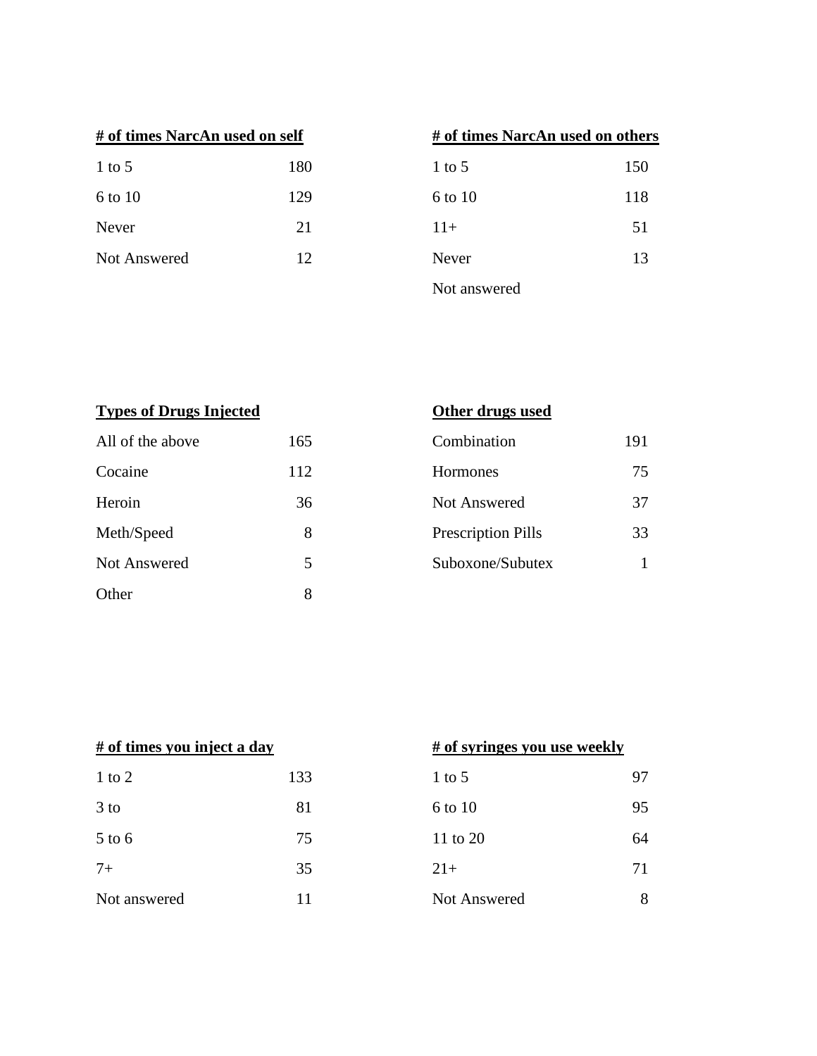**# of times NarcAn used on self**

| | |
|---|---|
| 1 to 5 | 180 |
| 6 to 10 | 129 |
| Never | 21 |
| Not Answered | 12 |

**# of times NarcAn used on others**

| | |
|---|---|
| 1 to 5 | 150 |
| 6 to 10 | 118 |
| 11+ | 51 |
| Never | 13 |
| Not answered | |

**Types of Drugs Injected**

| | |
|---|---|
| All of the above | 165 |
| Cocaine | 112 |
| Heroin | 36 |
| Meth/Speed | 8 |
| Not Answered | 5 |
| Other | 8 |

**Other drugs used**

| | |
|---|---|
| Combination | 191 |
| Hormones | 75 |
| Not Answered | 37 |
| Prescription Pills | 33 |
| Suboxone/Subutex | 1 |

**# of times you inject a day**

| | |
|---|---|
| 1 to 2 | 133 |
| 3 to | 81 |
| 5 to 6 | 75 |
| 7+ | 35 |
| Not answered | 11 |

**# of syringes you use weekly**

| | |
|---|---|
| 1 to 5 | 97 |
| 6 to 10 | 95 |
| 11 to 20 | 64 |
| 21+ | 71 |
| Not Answered | 8 |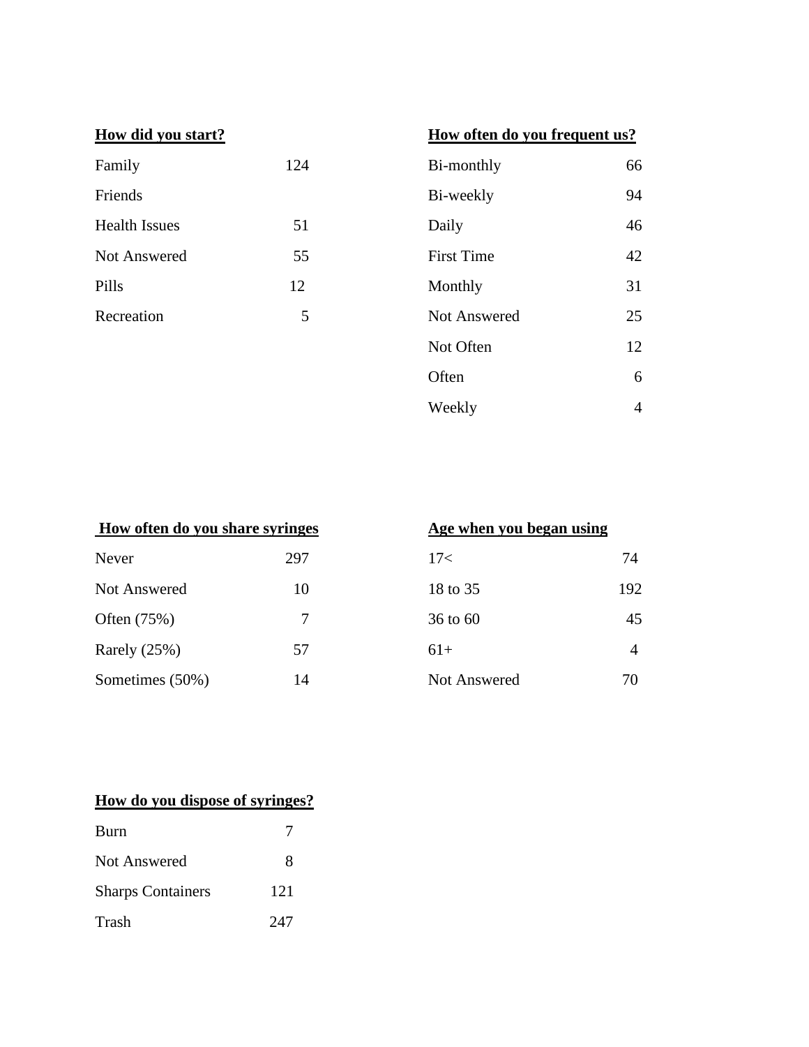**How did you start?**

| | |
|---|---|
| Family | 124 |
| Friends | |
| Health Issues | 51 |
| Not Answered | 55 |
| Pills | 12 |
| Recreation | 5 |

**How often do you frequent us?**

| | |
|---|---|
| Bi-monthly | 66 |
| Bi-weekly | 94 |
| Daily | 46 |
| First Time | 42 |
| Monthly | 31 |
| Not Answered | 25 |
| Not Often | 12 |
| Often | 6 |
| Weekly | 4 |

**How often do you share syringes**

| | |
|---|---|
| Never | 297 |
| Not Answered | 10 |
| Often (75%) | 7 |
| Rarely (25%) | 57 |
| Sometimes (50%) | 14 |

**Age when you began using**

| | |
|---|---|
| 17< | 74 |
| 18 to 35 | 192 |
| 36 to 60 | 45 |
| 61+ | 4 |
| Not Answered | 70 |

**How do you dispose of syringes?**

| | |
|---|---|
| Burn | 7 |
| Not Answered | 8 |
| Sharps Containers | 121 |
| Trash | 247 |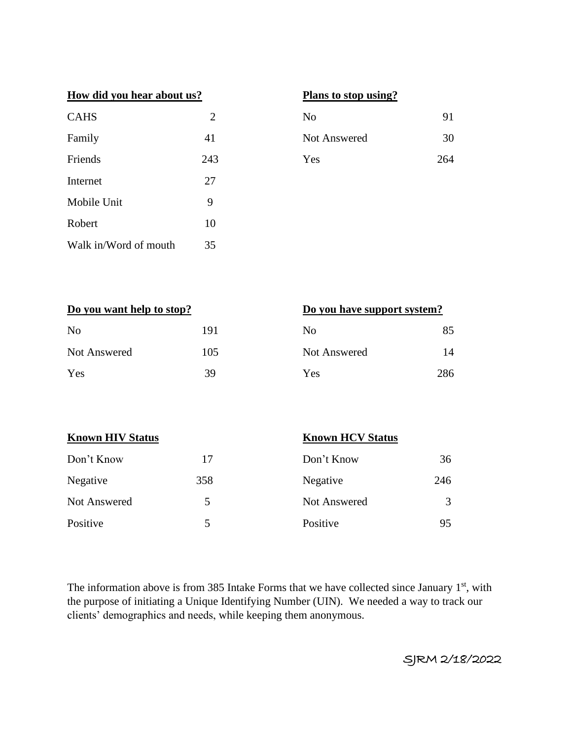**How did you hear about us?**

| | |
|---|---|
| CAHS | 2 |
| Family | 41 |
| Friends | 243 |
| Internet | 27 |
| Mobile Unit | 9 |
| Robert | 10 |
| Walk in/Word of mouth | 35 |

**Plans to stop using?**

| | |
|---|---|
| No | 91 |
| Not Answered | 30 |
| Yes | 264 |

**Do you want help to stop?**

| | |
|---|---|
| No | 191 |
| Not Answered | 105 |
| Yes | 39 |

**Do you have support system?**

| | |
|---|---|
| No | 85 |
| Not Answered | 14 |
| Yes | 286 |

**Known HIV Status**

| | |
|---|---|
| Don't Know | 17 |
| Negative | 358 |
| Not Answered | 5 |
| Positive | 5 |

**Known HCV Status**

| | |
|---|---|
| Don't Know | 36 |
| Negative | 246 |
| Not Answered | 3 |
| Positive | 95 |

The information above is from 385 Intake Forms that we have collected since January 1st, with the purpose of initiating a Unique Identifying Number (UIN). We needed a way to track our clients' demographics and needs, while keeping them anonymous.

SJRM 2/18/2022